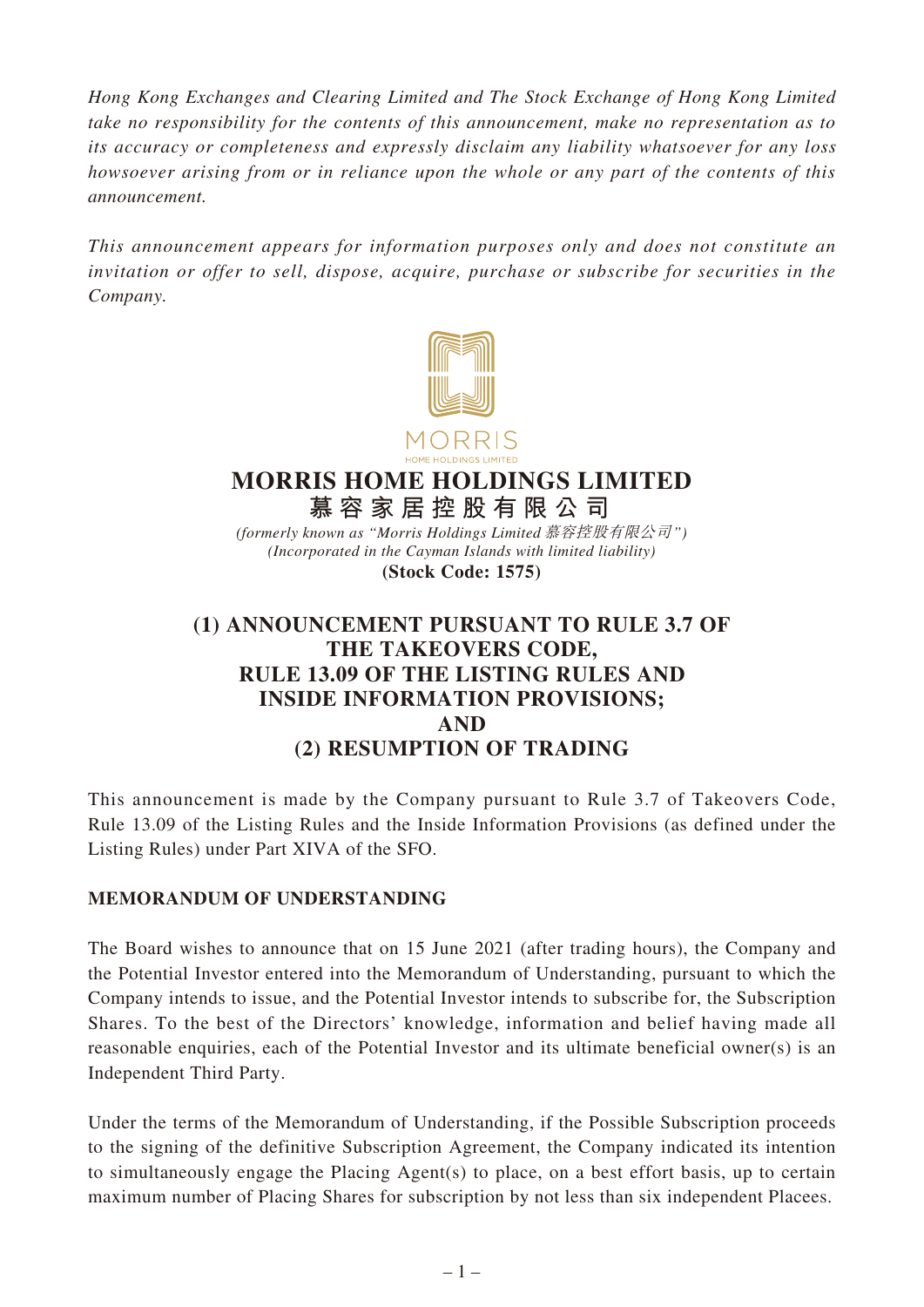*Hong Kong Exchanges and Clearing Limited and The Stock Exchange of Hong Kong Limited take no responsibility for the contents of this announcement, make no representation as to its accuracy or completeness and expressly disclaim any liability whatsoever for any loss howsoever arising from or in reliance upon the whole or any part of the contents of this announcement.*

*This announcement appears for information purposes only and does not constitute an invitation or offer to sell, dispose, acquire, purchase or subscribe for securities in the Company.*

MORRIS
HOME HOLDINGS LIMITED

# MORRIS HOME HOLDINGS LIMITED
# 慕容家居控股有限公司

*(formerly known as "Morris Holdings Limited 慕容控股有限公司")*
*(Incorporated in the Cayman Islands with limited liability)*
**(Stock Code: 1575)**

## (1) ANNOUNCEMENT PURSUANT TO RULE 3.7 OF THE TAKEOVERS CODE, RULE 13.09 OF THE LISTING RULES AND INSIDE INFORMATION PROVISIONS; AND (2) RESUMPTION OF TRADING

This announcement is made by the Company pursuant to Rule 3.7 of Takeovers Code, Rule 13.09 of the Listing Rules and the Inside Information Provisions (as defined under the Listing Rules) under Part XIVA of the SFO.

**MEMORANDUM OF UNDERSTANDING**

The Board wishes to announce that on 15 June 2021 (after trading hours), the Company and the Potential Investor entered into the Memorandum of Understanding, pursuant to which the Company intends to issue, and the Potential Investor intends to subscribe for, the Subscription Shares. To the best of the Directors' knowledge, information and belief having made all reasonable enquiries, each of the Potential Investor and its ultimate beneficial owner(s) is an Independent Third Party.

Under the terms of the Memorandum of Understanding, if the Possible Subscription proceeds to the signing of the definitive Subscription Agreement, the Company indicated its intention to simultaneously engage the Placing Agent(s) to place, on a best effort basis, up to certain maximum number of Placing Shares for subscription by not less than six independent Placees.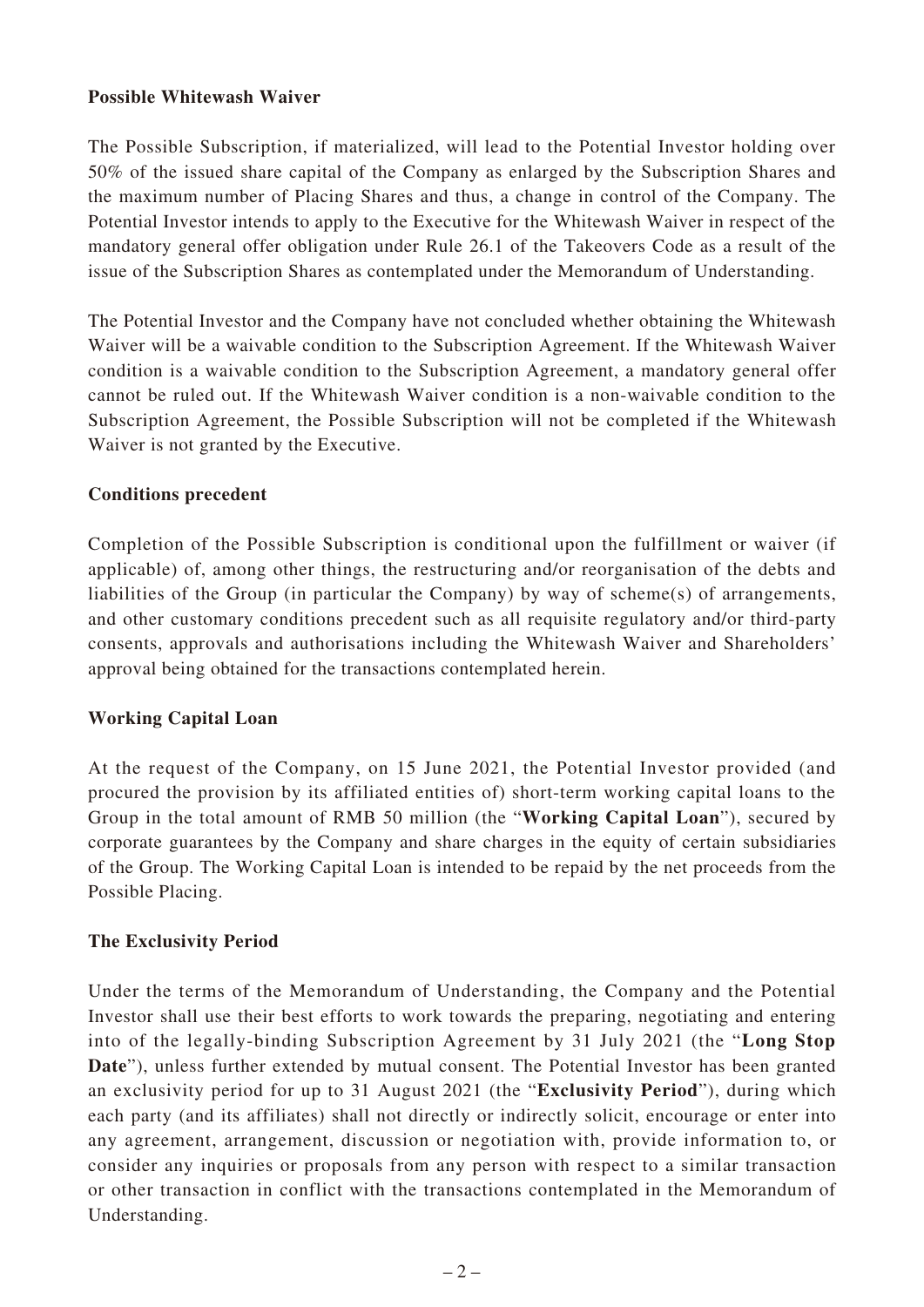**Possible Whitewash Waiver**

The Possible Subscription, if materialized, will lead to the Potential Investor holding over 50% of the issued share capital of the Company as enlarged by the Subscription Shares and the maximum number of Placing Shares and thus, a change in control of the Company. The Potential Investor intends to apply to the Executive for the Whitewash Waiver in respect of the mandatory general offer obligation under Rule 26.1 of the Takeovers Code as a result of the issue of the Subscription Shares as contemplated under the Memorandum of Understanding.

The Potential Investor and the Company have not concluded whether obtaining the Whitewash Waiver will be a waivable condition to the Subscription Agreement. If the Whitewash Waiver condition is a waivable condition to the Subscription Agreement, a mandatory general offer cannot be ruled out. If the Whitewash Waiver condition is a non-waivable condition to the Subscription Agreement, the Possible Subscription will not be completed if the Whitewash Waiver is not granted by the Executive.

**Conditions precedent**

Completion of the Possible Subscription is conditional upon the fulfillment or waiver (if applicable) of, among other things, the restructuring and/or reorganisation of the debts and liabilities of the Group (in particular the Company) by way of scheme(s) of arrangements, and other customary conditions precedent such as all requisite regulatory and/or third-party consents, approvals and authorisations including the Whitewash Waiver and Shareholders' approval being obtained for the transactions contemplated herein.

**Working Capital Loan**

At the request of the Company, on 15 June 2021, the Potential Investor provided (and procured the provision by its affiliated entities of) short-term working capital loans to the Group in the total amount of RMB 50 million (the "**Working Capital Loan**"), secured by corporate guarantees by the Company and share charges in the equity of certain subsidiaries of the Group. The Working Capital Loan is intended to be repaid by the net proceeds from the Possible Placing.

**The Exclusivity Period**

Under the terms of the Memorandum of Understanding, the Company and the Potential Investor shall use their best efforts to work towards the preparing, negotiating and entering into of the legally-binding Subscription Agreement by 31 July 2021 (the "**Long Stop Date**"), unless further extended by mutual consent. The Potential Investor has been granted an exclusivity period for up to 31 August 2021 (the "**Exclusivity Period**"), during which each party (and its affiliates) shall not directly or indirectly solicit, encourage or enter into any agreement, arrangement, discussion or negotiation with, provide information to, or consider any inquiries or proposals from any person with respect to a similar transaction or other transaction in conflict with the transactions contemplated in the Memorandum of Understanding.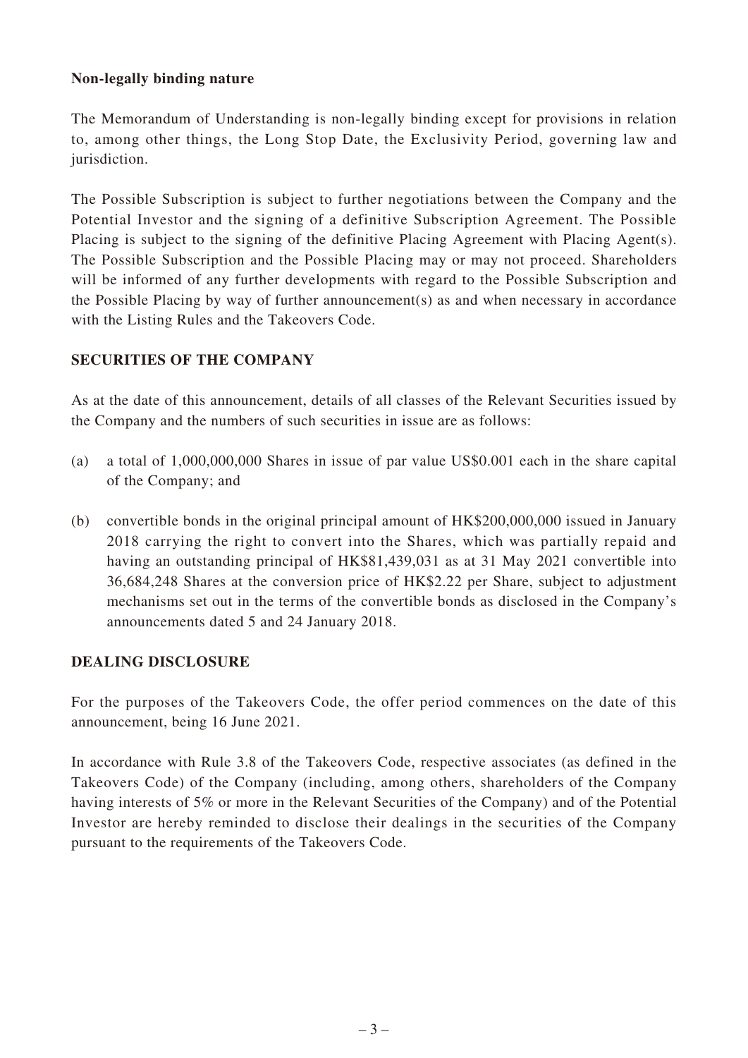**Non-legally binding nature**

The Memorandum of Understanding is non-legally binding except for provisions in relation to, among other things, the Long Stop Date, the Exclusivity Period, governing law and jurisdiction.

The Possible Subscription is subject to further negotiations between the Company and the Potential Investor and the signing of a definitive Subscription Agreement. The Possible Placing is subject to the signing of the definitive Placing Agreement with Placing Agent(s). The Possible Subscription and the Possible Placing may or may not proceed. Shareholders will be informed of any further developments with regard to the Possible Subscription and the Possible Placing by way of further announcement(s) as and when necessary in accordance with the Listing Rules and the Takeovers Code.

**SECURITIES OF THE COMPANY**

As at the date of this announcement, details of all classes of the Relevant Securities issued by the Company and the numbers of such securities in issue are as follows:

(a) a total of 1,000,000,000 Shares in issue of par value US$0.001 each in the share capital of the Company; and

(b) convertible bonds in the original principal amount of HK$200,000,000 issued in January 2018 carrying the right to convert into the Shares, which was partially repaid and having an outstanding principal of HK$81,439,031 as at 31 May 2021 convertible into 36,684,248 Shares at the conversion price of HK$2.22 per Share, subject to adjustment mechanisms set out in the terms of the convertible bonds as disclosed in the Company's announcements dated 5 and 24 January 2018.

**DEALING DISCLOSURE**

For the purposes of the Takeovers Code, the offer period commences on the date of this announcement, being 16 June 2021.

In accordance with Rule 3.8 of the Takeovers Code, respective associates (as defined in the Takeovers Code) of the Company (including, among others, shareholders of the Company having interests of 5% or more in the Relevant Securities of the Company) and of the Potential Investor are hereby reminded to disclose their dealings in the securities of the Company pursuant to the requirements of the Takeovers Code.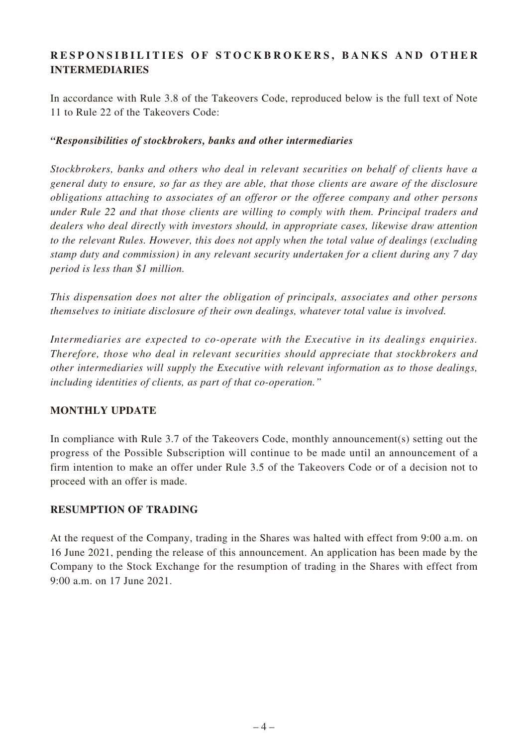## RESPONSIBILITIES OF STOCKBROKERS, BANKS AND OTHER INTERMEDIARIES

In accordance with Rule 3.8 of the Takeovers Code, reproduced below is the full text of Note 11 to Rule 22 of the Takeovers Code:

***"Responsibilities of stockbrokers, banks and other intermediaries***

*Stockbrokers, banks and others who deal in relevant securities on behalf of clients have a general duty to ensure, so far as they are able, that those clients are aware of the disclosure obligations attaching to associates of an offeror or the offeree company and other persons under Rule 22 and that those clients are willing to comply with them. Principal traders and dealers who deal directly with investors should, in appropriate cases, likewise draw attention to the relevant Rules. However, this does not apply when the total value of dealings (excluding stamp duty and commission) in any relevant security undertaken for a client during any 7 day period is less than $1 million.*

*This dispensation does not alter the obligation of principals, associates and other persons themselves to initiate disclosure of their own dealings, whatever total value is involved.*

*Intermediaries are expected to co-operate with the Executive in its dealings enquiries. Therefore, those who deal in relevant securities should appreciate that stockbrokers and other intermediaries will supply the Executive with relevant information as to those dealings, including identities of clients, as part of that co-operation."*

## MONTHLY UPDATE

In compliance with Rule 3.7 of the Takeovers Code, monthly announcement(s) setting out the progress of the Possible Subscription will continue to be made until an announcement of a firm intention to make an offer under Rule 3.5 of the Takeovers Code or of a decision not to proceed with an offer is made.

## RESUMPTION OF TRADING

At the request of the Company, trading in the Shares was halted with effect from 9:00 a.m. on 16 June 2021, pending the release of this announcement. An application has been made by the Company to the Stock Exchange for the resumption of trading in the Shares with effect from 9:00 a.m. on 17 June 2021.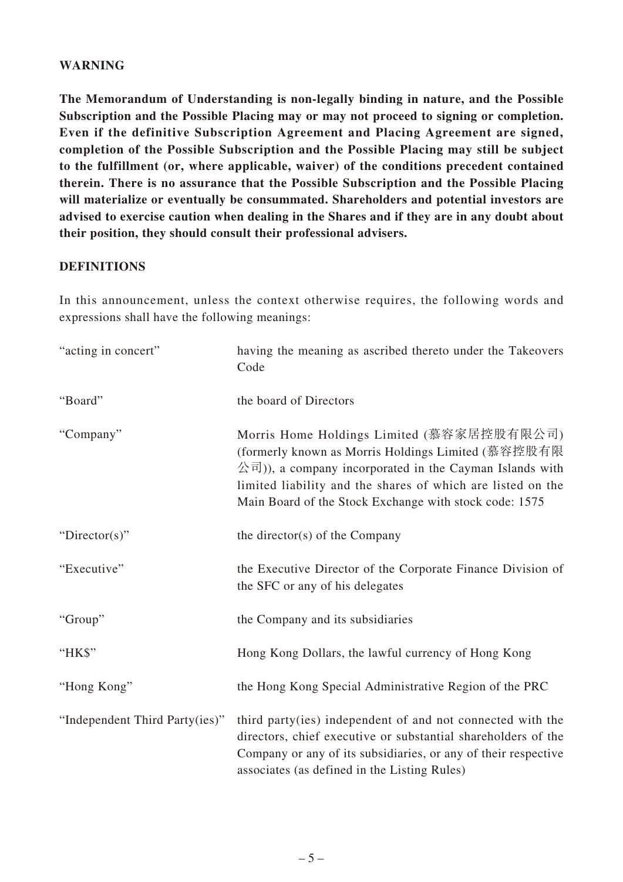## WARNING

**The Memorandum of Understanding is non-legally binding in nature, and the Possible Subscription and the Possible Placing may or may not proceed to signing or completion. Even if the definitive Subscription Agreement and Placing Agreement are signed, completion of the Possible Subscription and the Possible Placing may still be subject to the fulfillment (or, where applicable, waiver) of the conditions precedent contained therein. There is no assurance that the Possible Subscription and the Possible Placing will materialize or eventually be consummated. Shareholders and potential investors are advised to exercise caution when dealing in the Shares and if they are in any doubt about their position, they should consult their professional advisers.**

## DEFINITIONS

In this announcement, unless the context otherwise requires, the following words and expressions shall have the following meanings:

| | |
|---|---|
| "acting in concert" | having the meaning as ascribed thereto under the Takeovers Code |
| "Board" | the board of Directors |
| "Company" | Morris Home Holdings Limited (慕容家居控股有限公司) (formerly known as Morris Holdings Limited (慕容控股有限公司)), a company incorporated in the Cayman Islands with limited liability and the shares of which are listed on the Main Board of the Stock Exchange with stock code: 1575 |
| "Director(s)" | the director(s) of the Company |
| "Executive" | the Executive Director of the Corporate Finance Division of the SFC or any of his delegates |
| "Group" | the Company and its subsidiaries |
| "HK$" | Hong Kong Dollars, the lawful currency of Hong Kong |
| "Hong Kong" | the Hong Kong Special Administrative Region of the PRC |
| "Independent Third Party(ies)" | third party(ies) independent of and not connected with the directors, chief executive or substantial shareholders of the Company or any of its subsidiaries, or any of their respective associates (as defined in the Listing Rules) |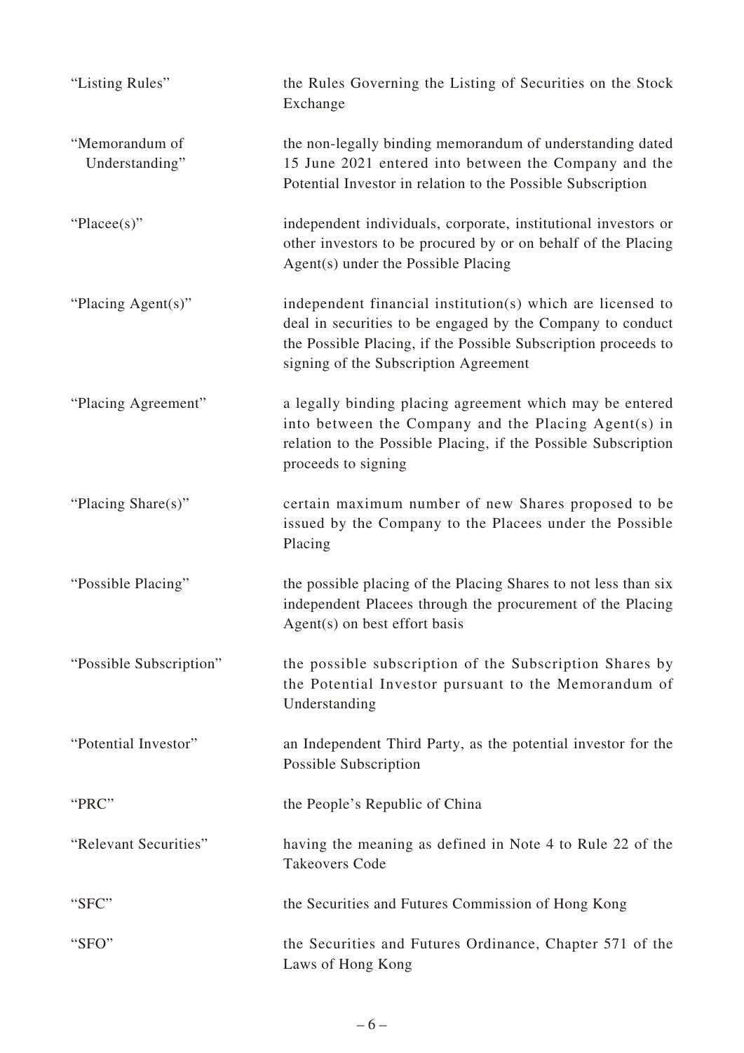| | |
|---|---|
| "Listing Rules" | the Rules Governing the Listing of Securities on the Stock Exchange |
| "Memorandum of Understanding" | the non-legally binding memorandum of understanding dated 15 June 2021 entered into between the Company and the Potential Investor in relation to the Possible Subscription |
| "Placee(s)" | independent individuals, corporate, institutional investors or other investors to be procured by or on behalf of the Placing Agent(s) under the Possible Placing |
| "Placing Agent(s)" | independent financial institution(s) which are licensed to deal in securities to be engaged by the Company to conduct the Possible Placing, if the Possible Subscription proceeds to signing of the Subscription Agreement |
| "Placing Agreement" | a legally binding placing agreement which may be entered into between the Company and the Placing Agent(s) in relation to the Possible Placing, if the Possible Subscription proceeds to signing |
| "Placing Share(s)" | certain maximum number of new Shares proposed to be issued by the Company to the Placees under the Possible Placing |
| "Possible Placing" | the possible placing of the Placing Shares to not less than six independent Placees through the procurement of the Placing Agent(s) on best effort basis |
| "Possible Subscription" | the possible subscription of the Subscription Shares by the Potential Investor pursuant to the Memorandum of Understanding |
| "Potential Investor" | an Independent Third Party, as the potential investor for the Possible Subscription |
| "PRC" | the People's Republic of China |
| "Relevant Securities" | having the meaning as defined in Note 4 to Rule 22 of the Takeovers Code |
| "SFC" | the Securities and Futures Commission of Hong Kong |
| "SFO" | the Securities and Futures Ordinance, Chapter 571 of the Laws of Hong Kong |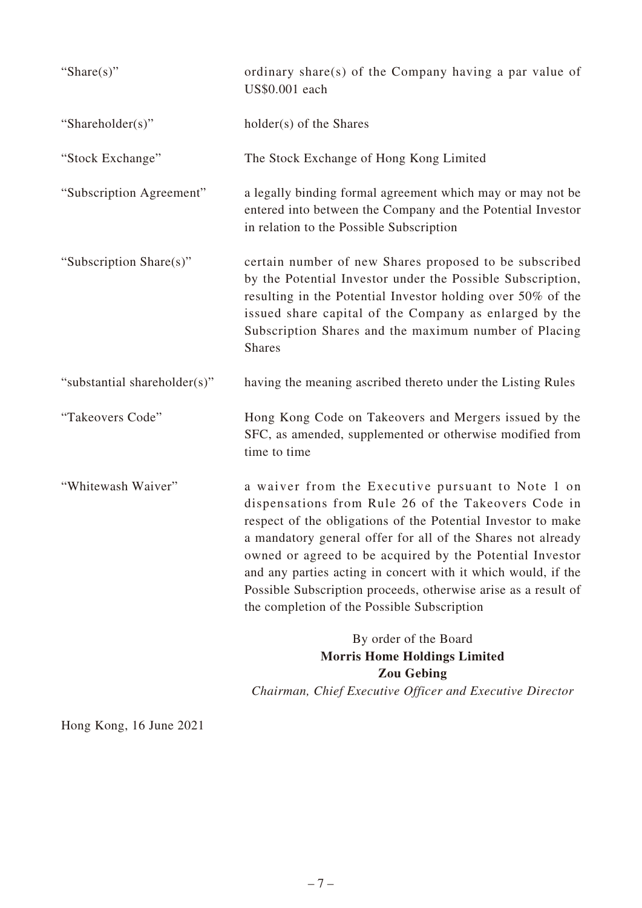| | |
|---|---|
| "Share(s)" | ordinary share(s) of the Company having a par value of US$0.001 each |
| "Shareholder(s)" | holder(s) of the Shares |
| "Stock Exchange" | The Stock Exchange of Hong Kong Limited |
| "Subscription Agreement" | a legally binding formal agreement which may or may not be entered into between the Company and the Potential Investor in relation to the Possible Subscription |
| "Subscription Share(s)" | certain number of new Shares proposed to be subscribed by the Potential Investor under the Possible Subscription, resulting in the Potential Investor holding over 50% of the issued share capital of the Company as enlarged by the Subscription Shares and the maximum number of Placing Shares |
| "substantial shareholder(s)" | having the meaning ascribed thereto under the Listing Rules |
| "Takeovers Code" | Hong Kong Code on Takeovers and Mergers issued by the SFC, as amended, supplemented or otherwise modified from time to time |
| "Whitewash Waiver" | a waiver from the Executive pursuant to Note 1 on dispensations from Rule 26 of the Takeovers Code in respect of the obligations of the Potential Investor to make a mandatory general offer for all of the Shares not already owned or agreed to be acquired by the Potential Investor and any parties acting in concert with it which would, if the Possible Subscription proceeds, otherwise arise as a result of the completion of the Possible Subscription |

By order of the Board
**Morris Home Holdings Limited**
**Zou Gebing**
*Chairman, Chief Executive Officer and Executive Director*

Hong Kong, 16 June 2021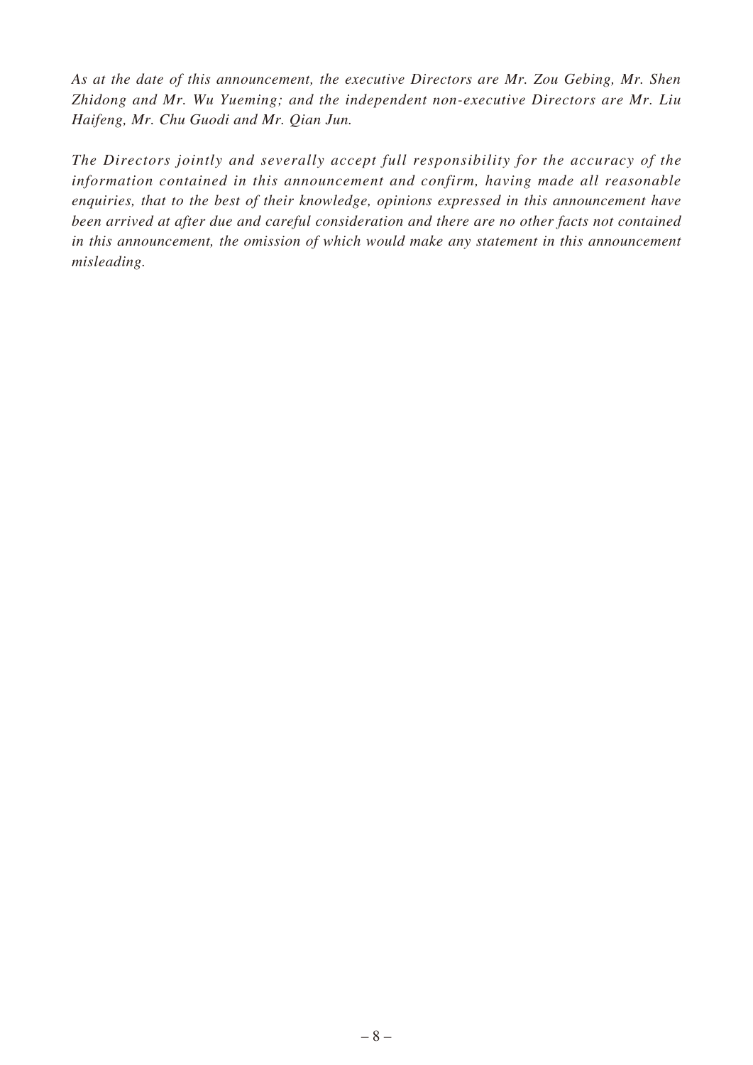*As at the date of this announcement, the executive Directors are Mr. Zou Gebing, Mr. Shen Zhidong and Mr. Wu Yueming; and the independent non-executive Directors are Mr. Liu Haifeng, Mr. Chu Guodi and Mr. Qian Jun.*

*The Directors jointly and severally accept full responsibility for the accuracy of the information contained in this announcement and confirm, having made all reasonable enquiries, that to the best of their knowledge, opinions expressed in this announcement have been arrived at after due and careful consideration and there are no other facts not contained in this announcement, the omission of which would make any statement in this announcement misleading.*